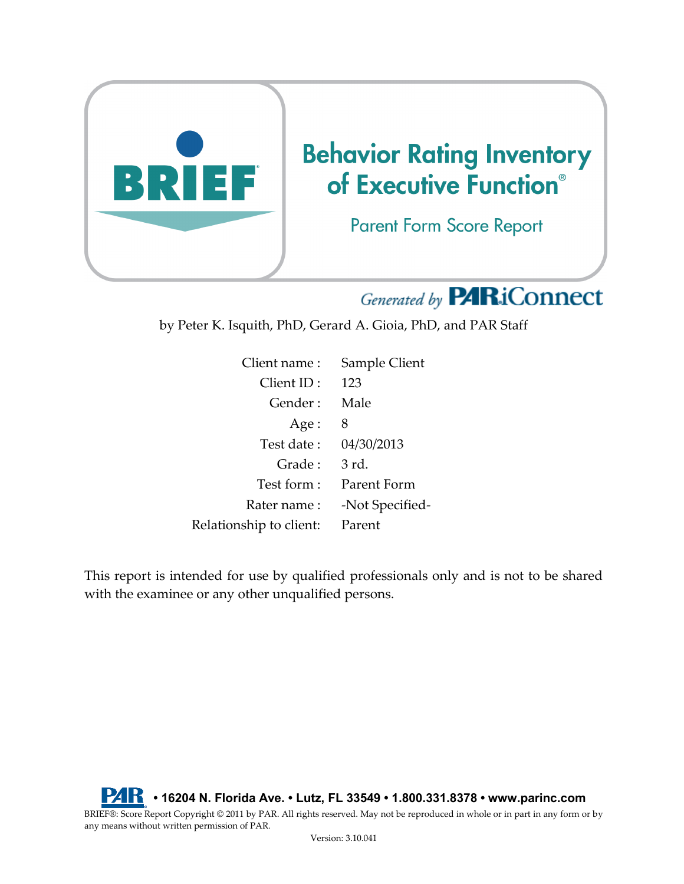# BRIEF

# Behavior Rating Inventory of Executive Function®

## Parent Form Score Report

*Generated by* PAR iConnect

by Peter K. Isquith, PhD, Gerard A. Gioia, PhD, and PAR Staff

| | |
|---|---|
| Client name : | Sample Client |
| Client ID : | 123 |
| Gender : | Male |
| Age : | 8 |
| Test date : | 04/30/2013 |
| Grade : | 3 rd. |
| Test form : | Parent Form |
| Rater name : | -Not Specified- |
| Relationship to client: | Parent |

This report is intended for use by qualified professionals only and is not to be shared with the examinee or any other unqualified persons.

**PAR • 16204 N. Florida Ave. • Lutz, FL 33549 • 1.800.331.8378 • www.parinc.com**

BRIEF®: Score Report Copyright © 2011 by PAR. All rights reserved. May not be reproduced in whole or in part in any form or by any means without written permission of PAR.

Version: 3.10.041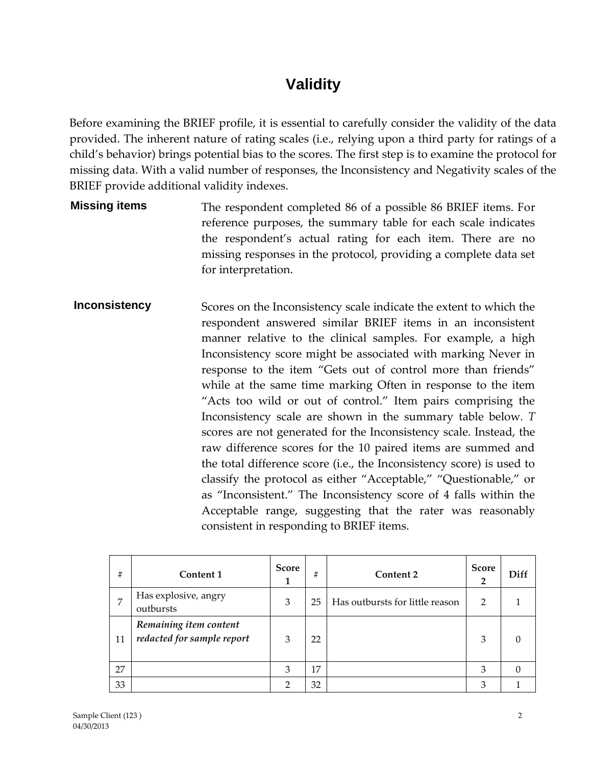# Validity

Before examining the BRIEF profile, it is essential to carefully consider the validity of the data provided. The inherent nature of rating scales (i.e., relying upon a third party for ratings of a child's behavior) brings potential bias to the scores. The first step is to examine the protocol for missing data. With a valid number of responses, the Inconsistency and Negativity scales of the BRIEF provide additional validity indexes.

**Missing items**

The respondent completed 86 of a possible 86 BRIEF items. For reference purposes, the summary table for each scale indicates the respondent's actual rating for each item. There are no missing responses in the protocol, providing a complete data set for interpretation.

**Inconsistency**

Scores on the Inconsistency scale indicate the extent to which the respondent answered similar BRIEF items in an inconsistent manner relative to the clinical samples. For example, a high Inconsistency score might be associated with marking Never in response to the item "Gets out of control more than friends" while at the same time marking Often in response to the item "Acts too wild or out of control." Item pairs comprising the Inconsistency scale are shown in the summary table below. *T* scores are not generated for the Inconsistency scale. Instead, the raw difference scores for the 10 paired items are summed and the total difference score (i.e., the Inconsistency score) is used to classify the protocol as either "Acceptable," "Questionable," or as "Inconsistent." The Inconsistency score of 4 falls within the Acceptable range, suggesting that the rater was reasonably consistent in responding to BRIEF items.

| # | Content 1 | Score 1 | # | Content 2 | Score 2 | Diff |
|---|---|---|---|---|---|---|
| 7 | Has explosive, angry outbursts | 3 | 25 | Has outbursts for little reason | 2 | 1 |
| 11 | ***Remaining item content redacted for sample report*** | 3 | 22 | | 3 | 0 |
| 27 | | 3 | 17 | | 3 | 0 |
| 33 | | 2 | 32 | | 3 | 1 |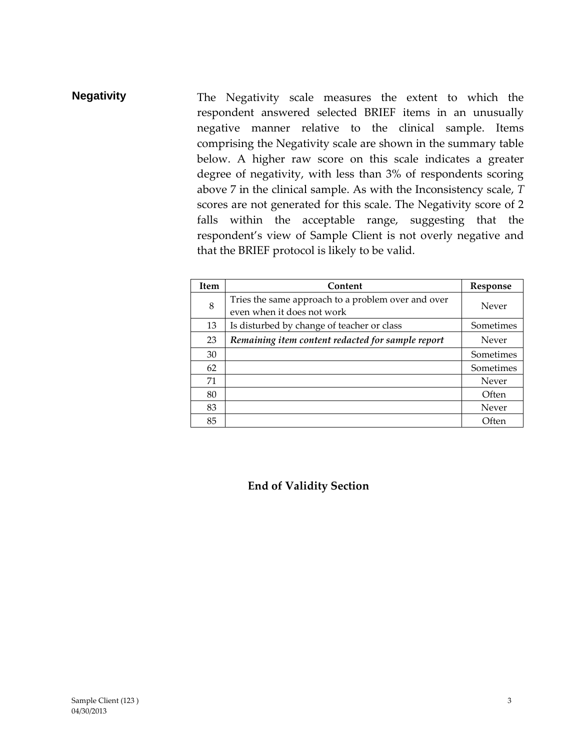## Negativity

The Negativity scale measures the extent to which the respondent answered selected BRIEF items in an unusually negative manner relative to the clinical sample. Items comprising the Negativity scale are shown in the summary table below. A higher raw score on this scale indicates a greater degree of negativity, with less than 3% of respondents scoring above 7 in the clinical sample. As with the Inconsistency scale, *T* scores are not generated for this scale. The Negativity score of 2 falls within the acceptable range, suggesting that the respondent's view of Sample Client is not overly negative and that the BRIEF protocol is likely to be valid.

| Item | Content | Response |
|---|---|---|
| 8 | Tries the same approach to a problem over and over even when it does not work | Never |
| 13 | Is disturbed by change of teacher or class | Sometimes |
| 23 | ***Remaining item content redacted for sample report*** | Never |
| 30 | | Sometimes |
| 62 | | Sometimes |
| 71 | | Never |
| 80 | | Often |
| 83 | | Never |
| 85 | | Often |

**End of Validity Section**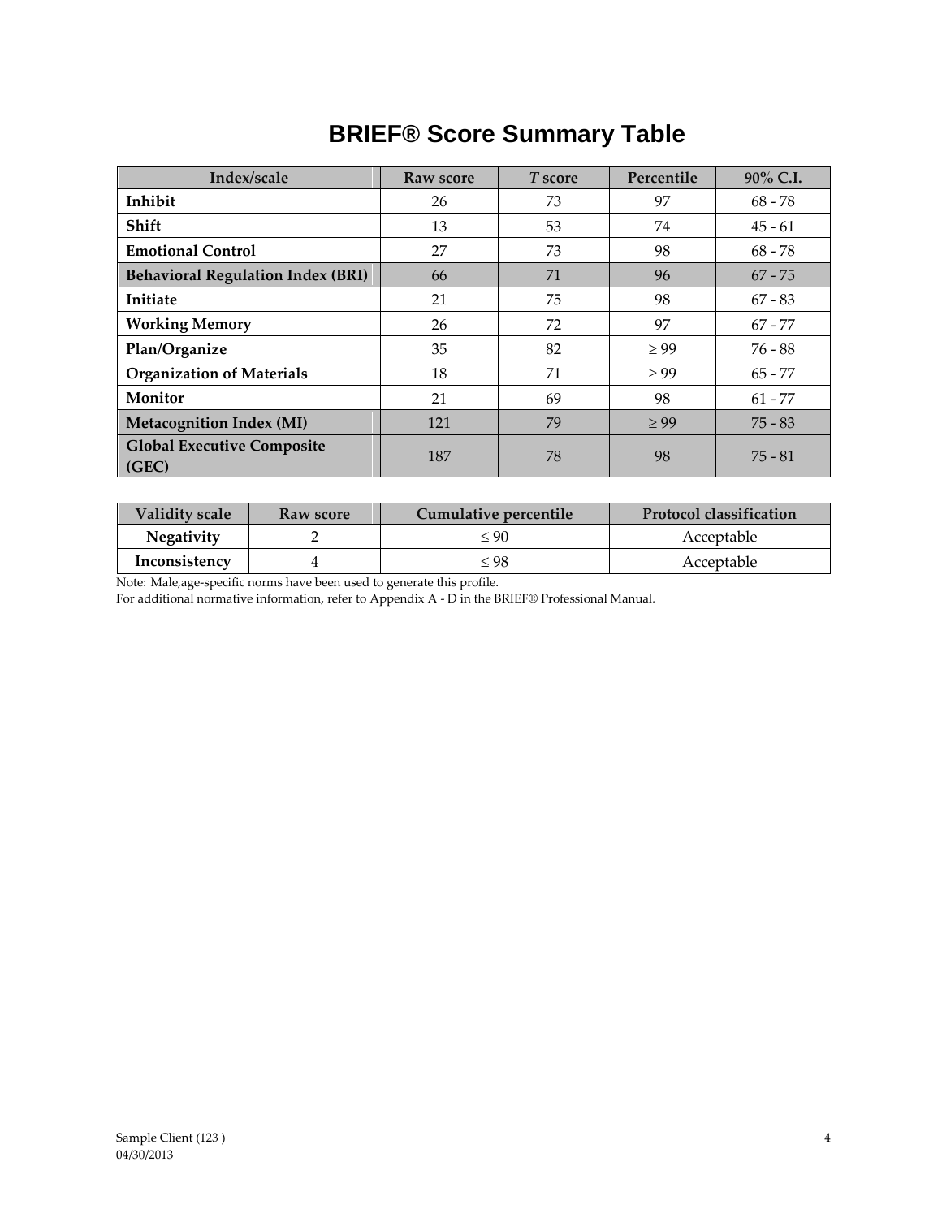# BRIEF® Score Summary Table

| Index/scale | Raw score | *T* score | Percentile | 90% C.I. |
|---|---|---|---|---|
| **Inhibit** | 26 | 73 | 97 | 68 - 78 |
| **Shift** | 13 | 53 | 74 | 45 - 61 |
| **Emotional Control** | 27 | 73 | 98 | 68 - 78 |
| **Behavioral Regulation Index (BRI)** | 66 | 71 | 96 | 67 - 75 |
| **Initiate** | 21 | 75 | 98 | 67 - 83 |
| **Working Memory** | 26 | 72 | 97 | 67 - 77 |
| **Plan/Organize** | 35 | 82 | ≥ 99 | 76 - 88 |
| **Organization of Materials** | 18 | 71 | ≥ 99 | 65 - 77 |
| **Monitor** | 21 | 69 | 98 | 61 - 77 |
| **Metacognition Index (MI)** | 121 | 79 | ≥ 99 | 75 - 83 |
| **Global Executive Composite (GEC)** | 187 | 78 | 98 | 75 - 81 |

| Validity scale | Raw score | Cumulative percentile | Protocol classification |
|---|---|---|---|
| **Negativity** | 2 | ≤ 90 | Acceptable |
| **Inconsistency** | 4 | ≤ 98 | Acceptable |

Note: Male,age-specific norms have been used to generate this profile.
For additional normative information, refer to Appendix A - D in the BRIEF® Professional Manual.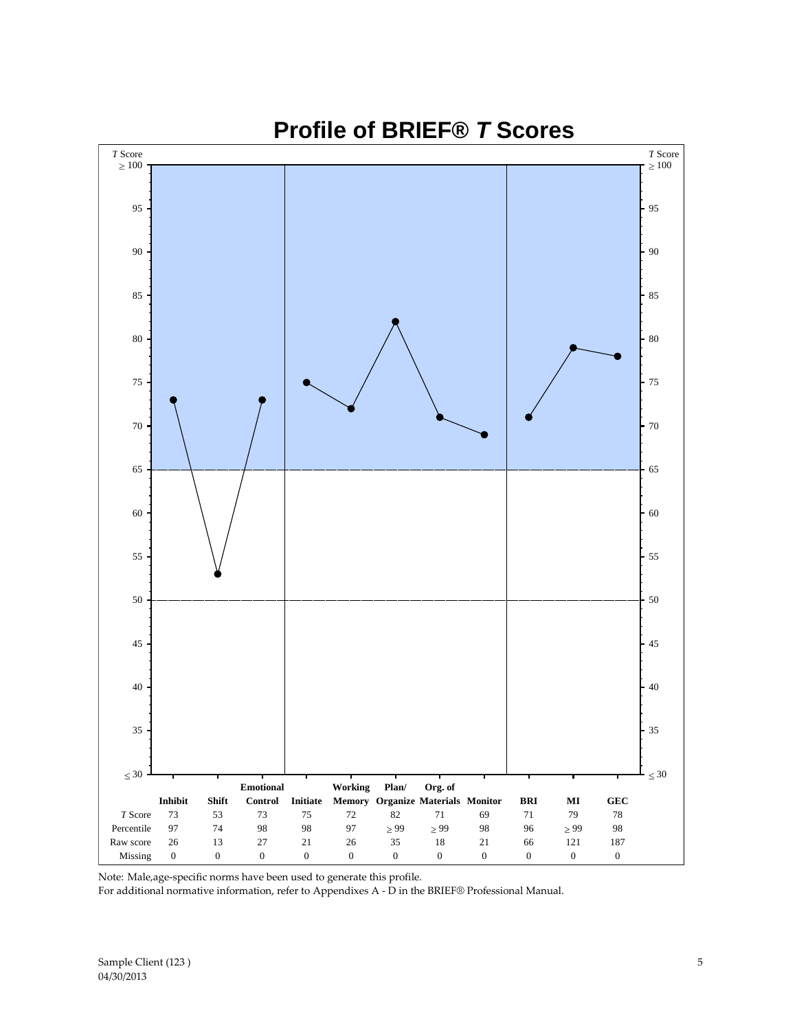# Profile of BRIEF® *T* Scores

| | Inhibit | Shift | Emotional Control | Initiate | Working Memory | Plan/ Organize | Org. of Materials | Monitor | BRI | MI | GEC |
|---|---|---|---|---|---|---|---|---|---|---|---|
| *T* Score | 73 | 53 | 73 | 75 | 72 | 82 | 71 | 69 | 71 | 79 | 78 |
| Percentile | 97 | 74 | 98 | 98 | 97 | ≥ 99 | ≥ 99 | 98 | 96 | ≥ 99 | 98 |
| Raw score | 26 | 13 | 27 | 21 | 26 | 35 | 18 | 21 | 66 | 121 | 187 |
| Missing | 0 | 0 | 0 | 0 | 0 | 0 | 0 | 0 | 0 | 0 | 0 |

Note: Male,age-specific norms have been used to generate this profile.
For additional normative information, refer to Appendixes A - D in the BRIEF® Professional Manual.

Sample Client (123 )
04/30/2013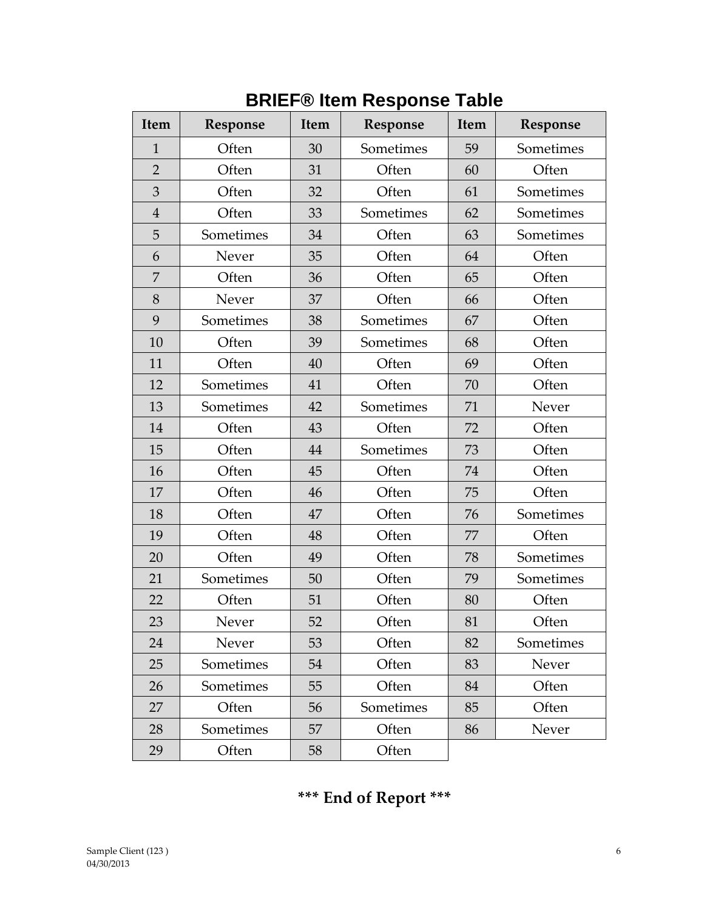## BRIEF® Item Response Table

| Item | Response | Item | Response | Item | Response |
|---|---|---|---|---|---|
| 1 | Often | 30 | Sometimes | 59 | Sometimes |
| 2 | Often | 31 | Often | 60 | Often |
| 3 | Often | 32 | Often | 61 | Sometimes |
| 4 | Often | 33 | Sometimes | 62 | Sometimes |
| 5 | Sometimes | 34 | Often | 63 | Sometimes |
| 6 | Never | 35 | Often | 64 | Often |
| 7 | Often | 36 | Often | 65 | Often |
| 8 | Never | 37 | Often | 66 | Often |
| 9 | Sometimes | 38 | Sometimes | 67 | Often |
| 10 | Often | 39 | Sometimes | 68 | Often |
| 11 | Often | 40 | Often | 69 | Often |
| 12 | Sometimes | 41 | Often | 70 | Often |
| 13 | Sometimes | 42 | Sometimes | 71 | Never |
| 14 | Often | 43 | Often | 72 | Often |
| 15 | Often | 44 | Sometimes | 73 | Often |
| 16 | Often | 45 | Often | 74 | Often |
| 17 | Often | 46 | Often | 75 | Often |
| 18 | Often | 47 | Often | 76 | Sometimes |
| 19 | Often | 48 | Often | 77 | Often |
| 20 | Often | 49 | Often | 78 | Sometimes |
| 21 | Sometimes | 50 | Often | 79 | Sometimes |
| 22 | Often | 51 | Often | 80 | Often |
| 23 | Never | 52 | Often | 81 | Often |
| 24 | Never | 53 | Often | 82 | Sometimes |
| 25 | Sometimes | 54 | Often | 83 | Never |
| 26 | Sometimes | 55 | Often | 84 | Often |
| 27 | Often | 56 | Sometimes | 85 | Often |
| 28 | Sometimes | 57 | Often | 86 | Never |
| 29 | Often | 58 | Often | | |

**\*\*\* End of Report \*\*\***